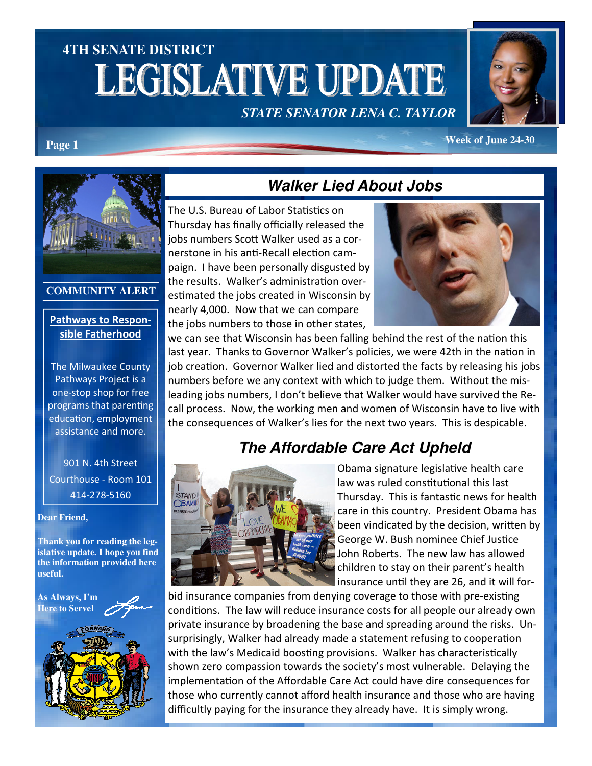# 4TH SENATE DISTRICT LEGISLATIVE UPDATE

*STATE SENATOR LENA C. TAYLOR*

Week of June 24-30

## Walker Lied About Jobs

The U.S. Bureau of Labor Statistics on Thursday has finally officially released the jobs numbers Scott Walker used as a cornerstone in his anti-Recall election campaign. I have been personally disgusted by the results. Walker's administration overestimated the jobs created in Wisconsin by nearly 4,000. Now that we can compare the jobs numbers to those in other states, we can see that Wisconsin has been falling behind the rest of the nation this last year. Thanks to Governor Walker's policies, we were 42th in the nation in job creation. Governor Walker lied and distorted the facts by releasing his jobs numbers before we any context with which to judge them. Without the misleading jobs numbers, I don't believe that Walker would have survived the Recall process. Now, the working men and women of Wisconsin have to live with the consequences of Walker's lies for the next two years. This is despicable.

## The Affordable Care Act Upheld

Obama signature legislative health care law was ruled constitutional this last Thursday. This is fantastic news for health care in this country. President Obama has been vindicated by the decision, written by George W. Bush nominee Chief Justice John Roberts. The new law has allowed children to stay on their parent's health insurance until they are 26, and it will forbid insurance companies from denying coverage to those with pre-existing conditions. The law will reduce insurance costs for all people our already own private insurance by broadening the base and spreading around the risks. Unsurprisingly, Walker had already made a statement refusing to cooperation with the law's Medicaid boosting provisions. Walker has characteristically shown zero compassion towards the society's most vulnerable. Delaying the implementation of the Affordable Care Act could have dire consequences for those who currently cannot afford health insurance and those who are having difficultly paying for the insurance they already have. It is simply wrong.

---

### COMMUNITY ALERT

**Pathways to Responsible Fatherhood**

The Milwaukee County Pathways Project is a one-stop shop for free programs that parenting education, employment assistance and more.

901 N. 4th Street
Courthouse - Room 101
414-278-5160

**Dear Friend,**

**Thank you for reading the legislative update. I hope you find the information provided here useful.**

**As Always, I'm Here to Serve!**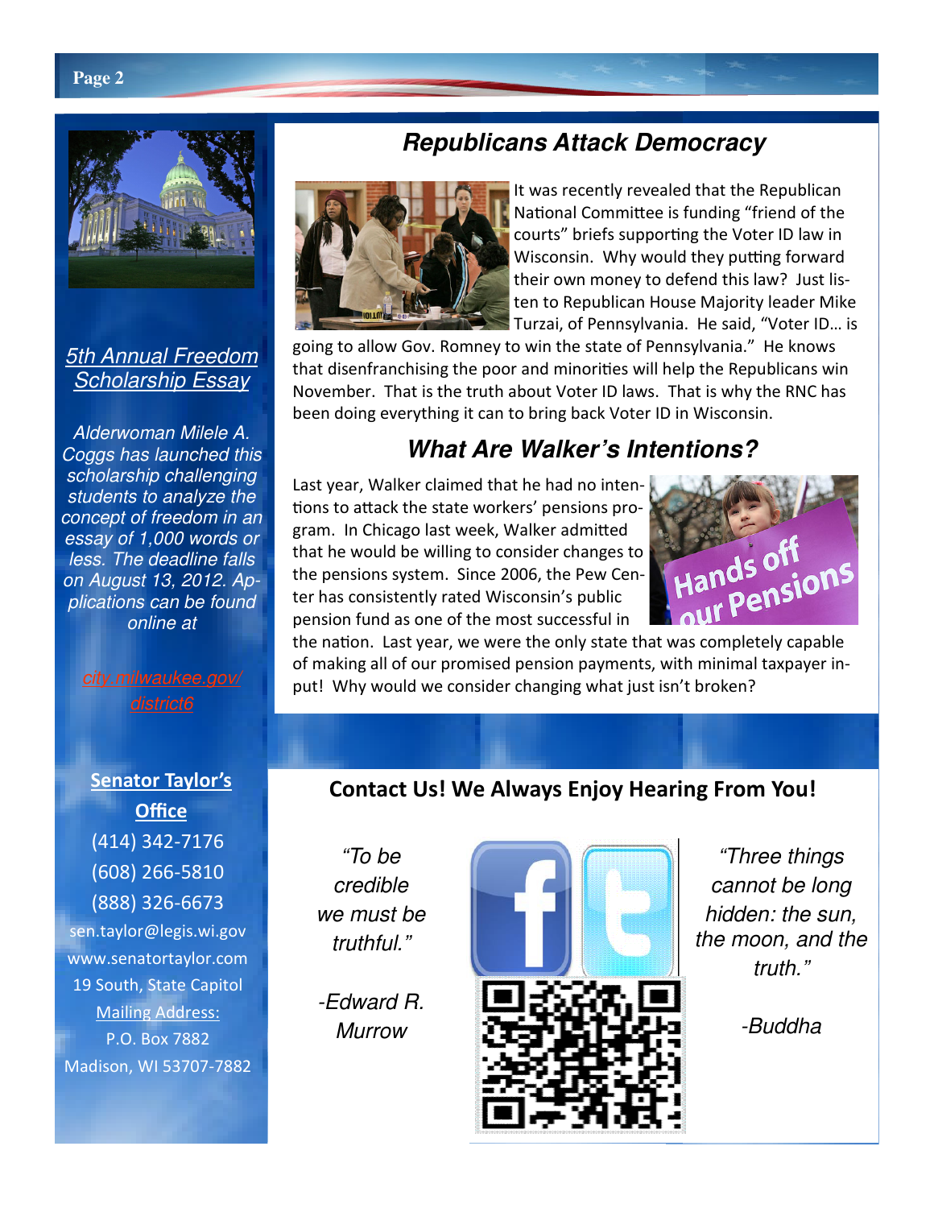## Republicans Attack Democracy

It was recently revealed that the Republican National Committee is funding "friend of the courts" briefs supporting the Voter ID law in Wisconsin. Why would they putting forward their own money to defend this law? Just listen to Republican House Majority leader Mike Turzai, of Pennsylvania. He said, "Voter ID… is going to allow Gov. Romney to win the state of Pennsylvania." He knows that disenfranchising the poor and minorities will help the Republicans win November. That is the truth about Voter ID laws. That is why the RNC has been doing everything it can to bring back Voter ID in Wisconsin.

## What Are Walker's Intentions?

Last year, Walker claimed that he had no intentions to attack the state workers' pensions program. In Chicago last week, Walker admitted that he would be willing to consider changes to the pensions system. Since 2006, the Pew Center has consistently rated Wisconsin's public pension fund as one of the most successful in the nation. Last year, we were the only state that was completely capable of making all of our promised pension payments, with minimal taxpayer input! Why would we consider changing what just isn't broken?

Hands off our Pensions

### *5th Annual Freedom Scholarship Essay*

*Alderwoman Milele A. Coggs has launched this scholarship challenging students to analyze the concept of freedom in an essay of 1,000 words or less. The deadline falls on August 13, 2012. Applications can be found online at*

*city.milwaukee.gov/district6*

**Senator Taylor's Office**

(414) 342-7176
(608) 266-5810
(888) 326-6673
sen.taylor@legis.wi.gov
www.senatortaylor.com
19 South, State Capitol

Mailing Address:
P.O. Box 7882
Madison, WI 53707-7882

### Contact Us! We Always Enjoy Hearing From You!

*"To be credible we must be truthful."*

*-Edward R. Murrow*

*"Three things cannot be long hidden: the sun, the moon, and the truth."*

*-Buddha*